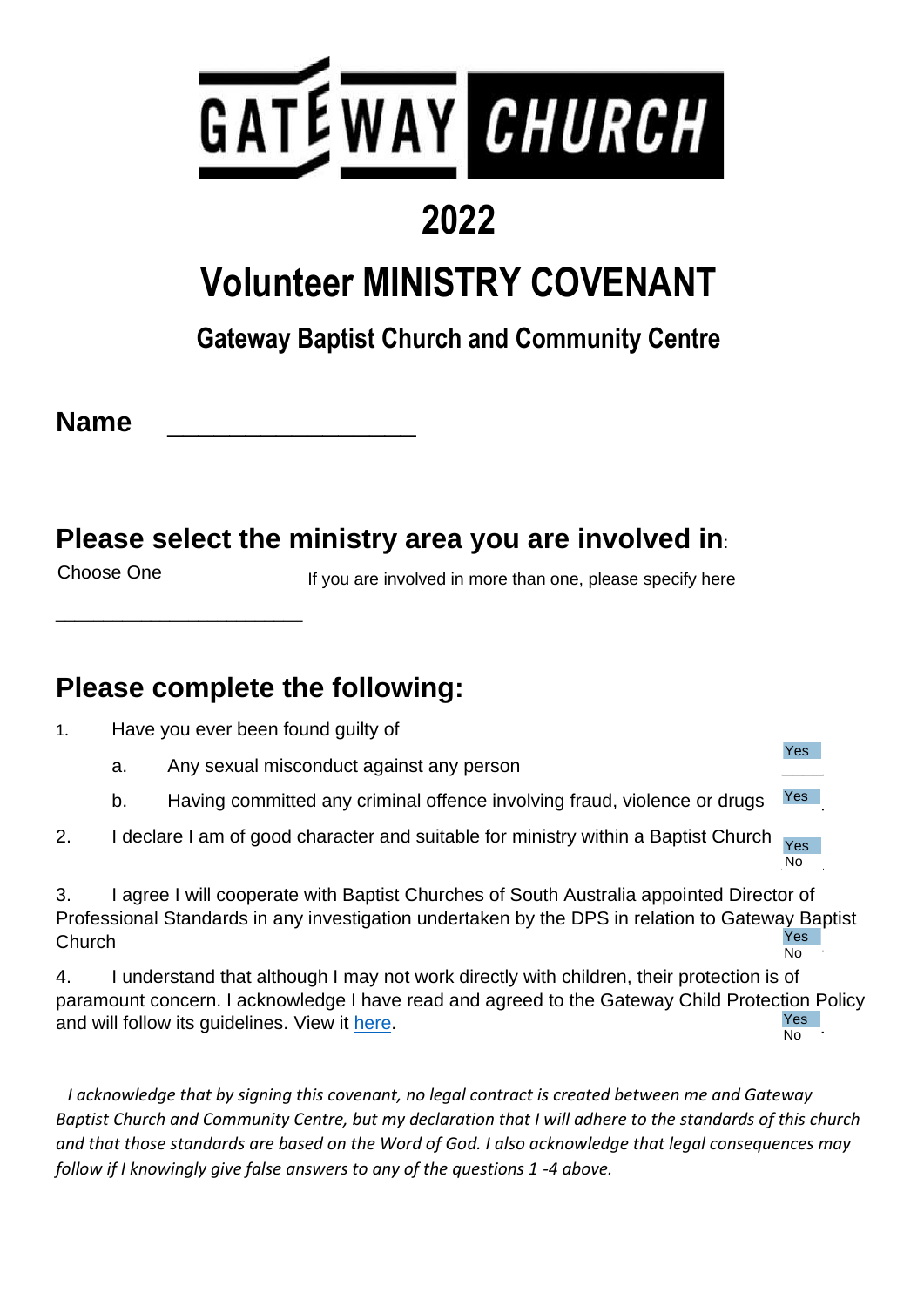# GATEWAY CHURCH

# 2022

# Volunteer MINISTRY COVENANT

## Gateway Baptist Church and Community Centre

**Name** _________________

## Please select the ministry area you are involved in:

Choose One                    If you are involved in more than one, please specify here

________________________

## Please complete the following:

1. Have you ever been found guilty of
   a. Any sexual misconduct against any person — Yes
   b. Having committed any criminal offence involving fraud, violence or drugs — Yes

2. I declare I am of good character and suitable for ministry within a Baptist Church — Yes / No

3. I agree I will cooperate with Baptist Churches of South Australia appointed Director of Professional Standards in any investigation undertaken by the DPS in relation to Gateway Baptist Church — Yes / No

4. I understand that although I may not work directly with children, their protection is of paramount concern. I acknowledge I have read and agreed to the Gateway Child Protection Policy and will follow its guidelines. View it here. — Yes / No

*I acknowledge that by signing this covenant, no legal contract is created between me and Gateway Baptist Church and Community Centre, but my declaration that I will adhere to the standards of this church and that those standards are based on the Word of God. I also acknowledge that legal consequences may follow if I knowingly give false answers to any of the questions 1 -4 above.*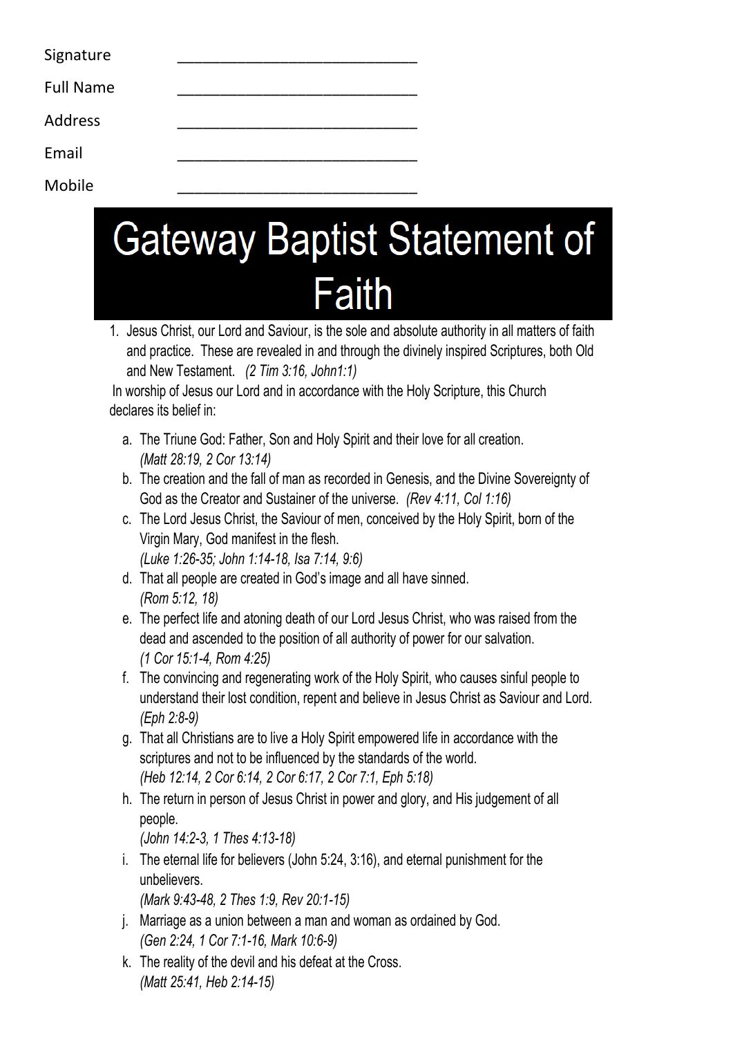Signature ______________________________

Full Name ______________________________

Address ______________________________

Email ______________________________

Mobile ______________________________

# Gateway Baptist Statement of Faith

1. Jesus Christ, our Lord and Saviour, is the sole and absolute authority in all matters of faith and practice. These are revealed in and through the divinely inspired Scriptures, both Old and New Testament. *(2 Tim 3:16, John1:1)*

In worship of Jesus our Lord and in accordance with the Holy Scripture, this Church declares its belief in:

a. The Triune God: Father, Son and Holy Spirit and their love for all creation. *(Matt 28:19, 2 Cor 13:14)*

b. The creation and the fall of man as recorded in Genesis, and the Divine Sovereignty of God as the Creator and Sustainer of the universe. *(Rev 4:11, Col 1:16)*

c. The Lord Jesus Christ, the Saviour of men, conceived by the Holy Spirit, born of the Virgin Mary, God manifest in the flesh. *(Luke 1:26-35; John 1:14-18, Isa 7:14, 9:6)*

d. That all people are created in God's image and all have sinned. *(Rom 5:12, 18)*

e. The perfect life and atoning death of our Lord Jesus Christ, who was raised from the dead and ascended to the position of all authority of power for our salvation. *(1 Cor 15:1-4, Rom 4:25)*

f. The convincing and regenerating work of the Holy Spirit, who causes sinful people to understand their lost condition, repent and believe in Jesus Christ as Saviour and Lord. *(Eph 2:8-9)*

g. That all Christians are to live a Holy Spirit empowered life in accordance with the scriptures and not to be influenced by the standards of the world. *(Heb 12:14, 2 Cor 6:14, 2 Cor 6:17, 2 Cor 7:1, Eph 5:18)*

h. The return in person of Jesus Christ in power and glory, and His judgement of all people. *(John 14:2-3, 1 Thes 4:13-18)*

i. The eternal life for believers (John 5:24, 3:16), and eternal punishment for the unbelievers. *(Mark 9:43-48, 2 Thes 1:9, Rev 20:1-15)*

j. Marriage as a union between a man and woman as ordained by God. *(Gen 2:24, 1 Cor 7:1-16, Mark 10:6-9)*

k. The reality of the devil and his defeat at the Cross. *(Matt 25:41, Heb 2:14-15)*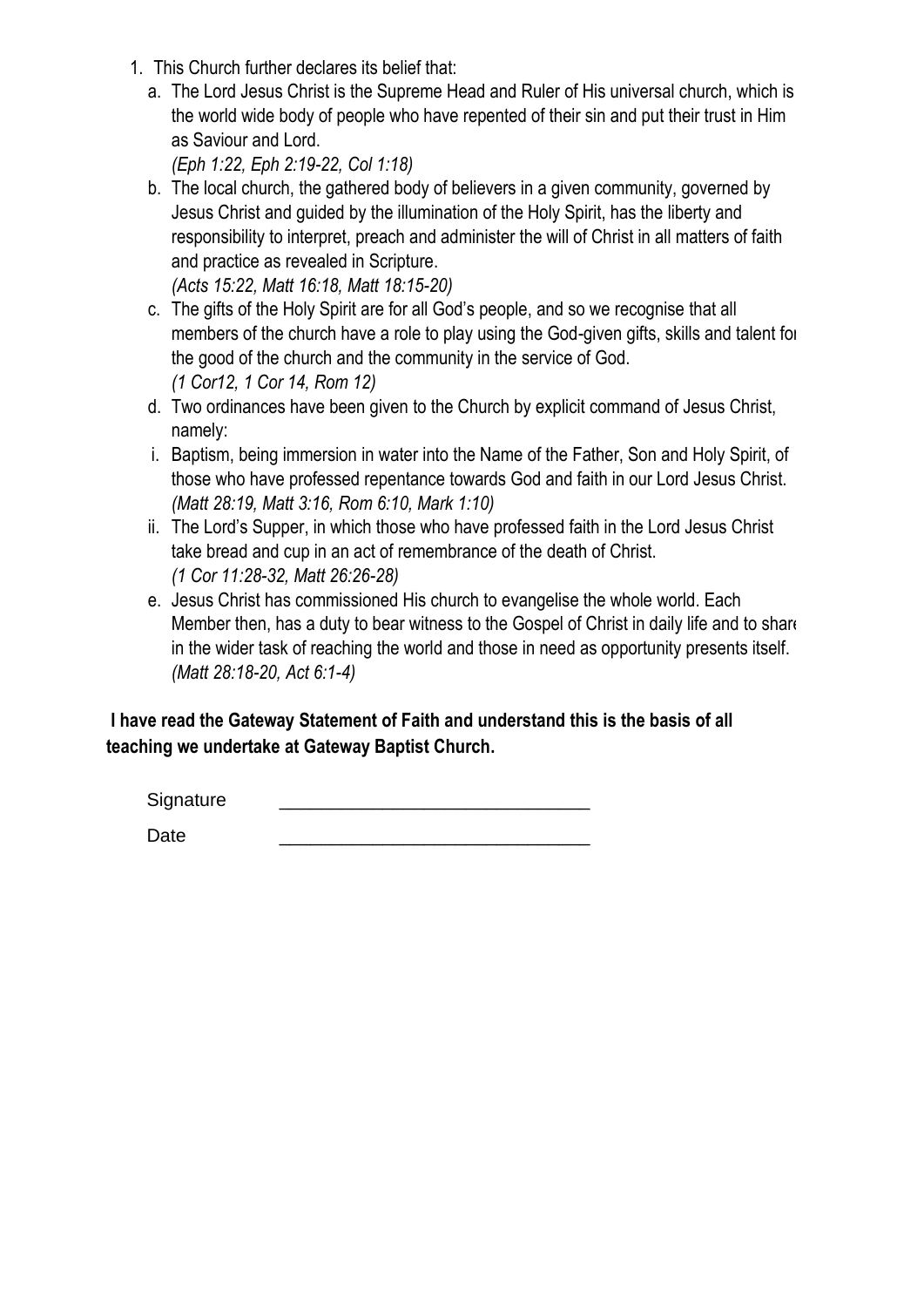1. This Church further declares its belief that:
   a. The Lord Jesus Christ is the Supreme Head and Ruler of His universal church, which is the world wide body of people who have repented of their sin and put their trust in Him as Saviour and Lord.
   *(Eph 1:22, Eph 2:19-22, Col 1:18)*
   b. The local church, the gathered body of believers in a given community, governed by Jesus Christ and guided by the illumination of the Holy Spirit, has the liberty and responsibility to interpret, preach and administer the will of Christ in all matters of faith and practice as revealed in Scripture.
   *(Acts 15:22, Matt 16:18, Matt 18:15-20)*
   c. The gifts of the Holy Spirit are for all God's people, and so we recognise that all members of the church have a role to play using the God-given gifts, skills and talent for the good of the church and the community in the service of God.
   *(1 Cor12, 1 Cor 14, Rom 12)*
   d. Two ordinances have been given to the Church by explicit command of Jesus Christ, namely:
   i. Baptism, being immersion in water into the Name of the Father, Son and Holy Spirit, of those who have professed repentance towards God and faith in our Lord Jesus Christ.
   *(Matt 28:19, Matt 3:16, Rom 6:10, Mark 1:10)*
   ii. The Lord's Supper, in which those who have professed faith in the Lord Jesus Christ take bread and cup in an act of remembrance of the death of Christ.
   *(1 Cor 11:28-32, Matt 26:26-28)*
   e. Jesus Christ has commissioned His church to evangelise the whole world. Each Member then, has a duty to bear witness to the Gospel of Christ in daily life and to share in the wider task of reaching the world and those in need as opportunity presents itself.
   *(Matt 28:18-20, Act 6:1-4)*

**I have read the Gateway Statement of Faith and understand this is the basis of all teaching we undertake at Gateway Baptist Church.**

Signature ______________________________

Date ______________________________